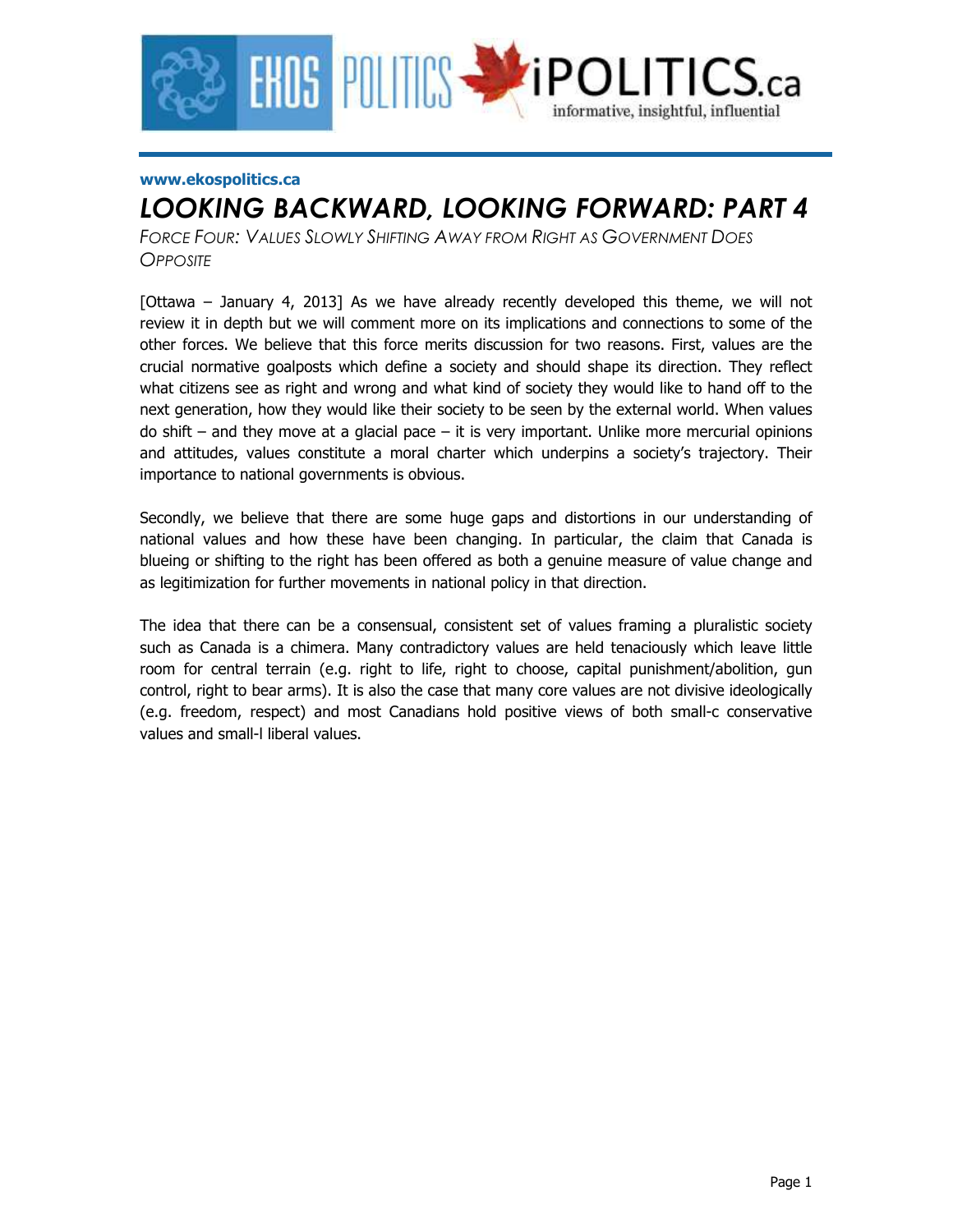www.ekospolitics.ca

# *LOOKING BACKWARD, LOOKING FORWARD: PART 4*

*FORCE FOUR: VALUES SLOWLY SHIFTING AWAY FROM RIGHT AS GOVERNMENT DOES OPPOSITE*

[Ottawa – January 4, 2013] As we have already recently developed this theme, we will not review it in depth but we will comment more on its implications and connections to some of the other forces. We believe that this force merits discussion for two reasons. First, values are the crucial normative goalposts which define a society and should shape its direction. They reflect what citizens see as right and wrong and what kind of society they would like to hand off to the next generation, how they would like their society to be seen by the external world. When values do shift – and they move at a glacial pace – it is very important. Unlike more mercurial opinions and attitudes, values constitute a moral charter which underpins a society's trajectory. Their importance to national governments is obvious.

Secondly, we believe that there are some huge gaps and distortions in our understanding of national values and how these have been changing. In particular, the claim that Canada is blueing or shifting to the right has been offered as both a genuine measure of value change and as legitimization for further movements in national policy in that direction.

The idea that there can be a consensual, consistent set of values framing a pluralistic society such as Canada is a chimera. Many contradictory values are held tenaciously which leave little room for central terrain (e.g. right to life, right to choose, capital punishment/abolition, gun control, right to bear arms). It is also the case that many core values are not divisive ideologically (e.g. freedom, respect) and most Canadians hold positive views of both small-c conservative values and small-l liberal values.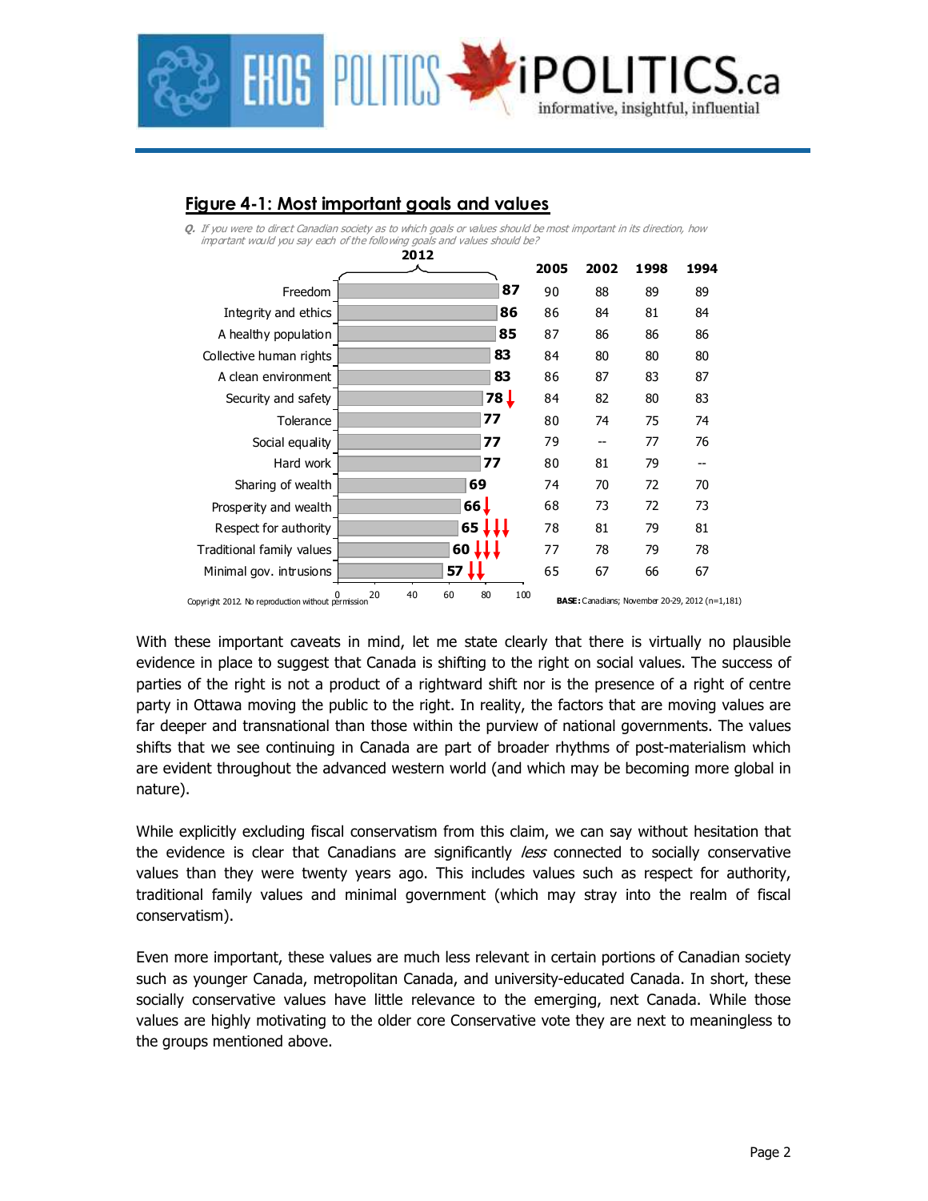## Figure 4-1: Most important goals and values

*Q. If you were to direct Canadian society as to which goals or values should be most important in its direction, how important would you say each of the following goals and values should be?*

| | 2012 | 2005 | 2002 | 1998 | 1994 |
|---|---|---|---|---|---|
| Freedom | 87 | 90 | 88 | 89 | 89 |
| Integrity and ethics | 86 | 86 | 84 | 81 | 84 |
| A healthy population | 85 | 87 | 86 | 86 | 86 |
| Collective human rights | 83 | 84 | 80 | 80 | 80 |
| A clean environment | 83 | 86 | 87 | 83 | 87 |
| Security and safety | 78 ↓ | 84 | 82 | 80 | 83 |
| Tolerance | 77 | 80 | 74 | 75 | 74 |
| Social equality | 77 | 79 | -- | 77 | 76 |
| Hard work | 77 | 80 | 81 | 79 | -- |
| Sharing of wealth | 69 | 74 | 70 | 72 | 70 |
| Prosperity and wealth | 66 ↓ | 68 | 73 | 72 | 73 |
| Respect for authority | 65 ↓↓↓ | 78 | 81 | 79 | 81 |
| Traditional family values | 60 ↓↓↓ | 77 | 78 | 79 | 78 |
| Minimal gov. intrusions | 57 ↓↓ | 65 | 67 | 66 | 67 |

Copyright 2012. No reproduction without permission

**BASE:** Canadians; November 20-29, 2012 (n=1,181)

With these important caveats in mind, let me state clearly that there is virtually no plausible evidence in place to suggest that Canada is shifting to the right on social values. The success of parties of the right is not a product of a rightward shift nor is the presence of a right of centre party in Ottawa moving the public to the right. In reality, the factors that are moving values are far deeper and transnational than those within the purview of national governments. The values shifts that we see continuing in Canada are part of broader rhythms of post-materialism which are evident throughout the advanced western world (and which may be becoming more global in nature).

While explicitly excluding fiscal conservatism from this claim, we can say without hesitation that the evidence is clear that Canadians are significantly *less* connected to socially conservative values than they were twenty years ago. This includes values such as respect for authority, traditional family values and minimal government (which may stray into the realm of fiscal conservatism).

Even more important, these values are much less relevant in certain portions of Canadian society such as younger Canada, metropolitan Canada, and university-educated Canada. In short, these socially conservative values have little relevance to the emerging, next Canada. While those values are highly motivating to the older core Conservative vote they are next to meaningless to the groups mentioned above.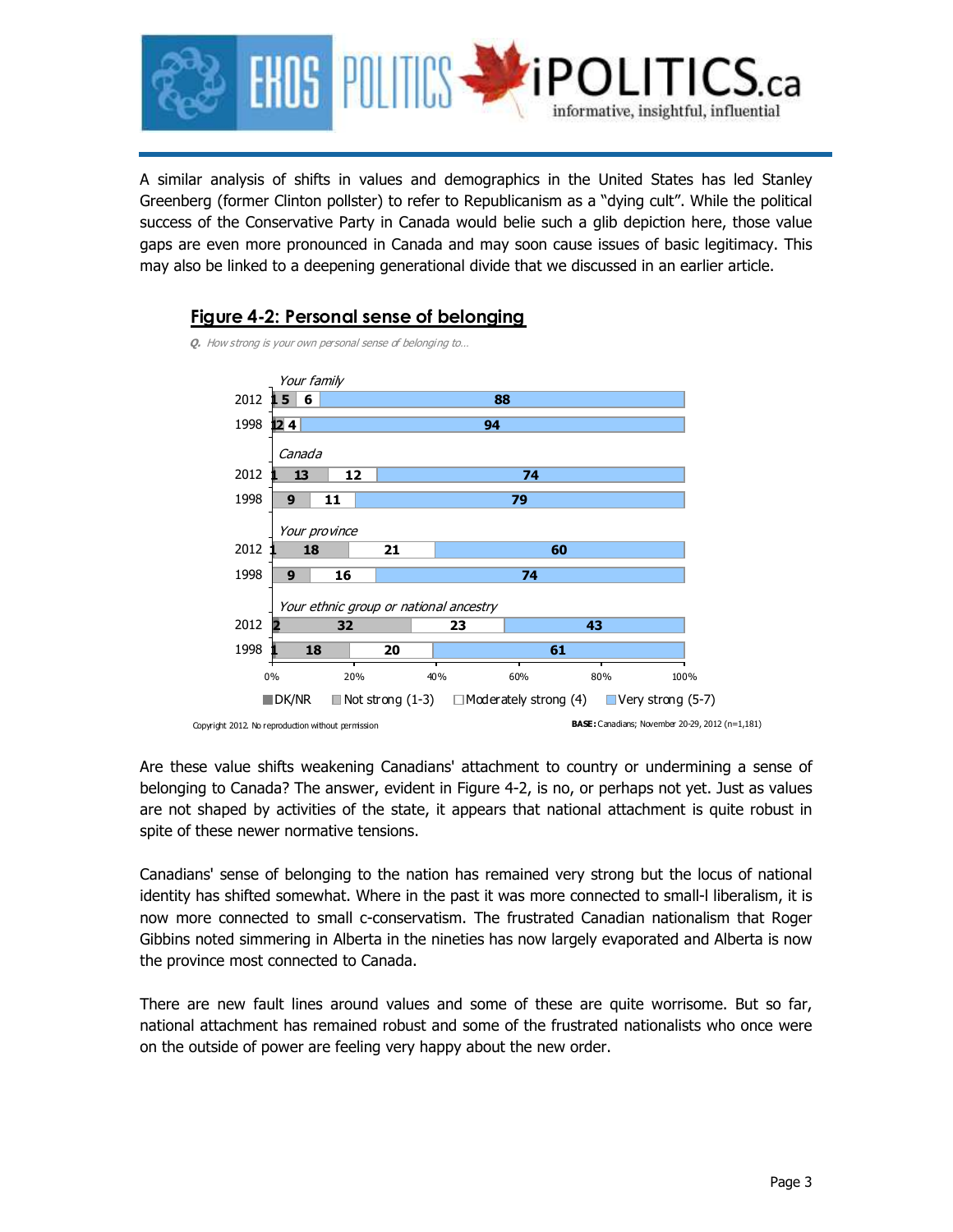A similar analysis of shifts in values and demographics in the United States has led Stanley Greenberg (former Clinton pollster) to refer to Republicanism as a "dying cult". While the political success of the Conservative Party in Canada would belie such a glib depiction here, those value gaps are even more pronounced in Canada and may soon cause issues of basic legitimacy. This may also be linked to a deepening generational divide that we discussed in an earlier article.

## Figure 4-2: Personal sense of belonging

*Q. How strong is your own personal sense of belonging to...*

| | Year | DK/NR | Not strong (1-3) | Moderately strong (4) | Very strong (5-7) |
|---|---|---|---|---|---|
| Your family | 2012 | 1 | 5 | 6 | 88 |
| | 1998 | 1 | 2 | 4 | 94 |
| Canada | 2012 | 1 | 13 | 12 | 74 |
| | 1998 | | 9 | 11 | 79 |
| Your province | 2012 | 1 | 18 | 21 | 60 |
| | 1998 | | 9 | 16 | 74 |
| Your ethnic group or national ancestry | 2012 | 2 | 32 | 23 | 43 |
| | 1998 | 1 | 18 | 20 | 61 |

Copyright 2012. No reproduction without permission

**BASE:** Canadians; November 20-29, 2012 (n=1,181)

Are these value shifts weakening Canadians' attachment to country or undermining a sense of belonging to Canada? The answer, evident in Figure 4-2, is no, or perhaps not yet. Just as values are not shaped by activities of the state, it appears that national attachment is quite robust in spite of these newer normative tensions.

Canadians' sense of belonging to the nation has remained very strong but the locus of national identity has shifted somewhat. Where in the past it was more connected to small-l liberalism, it is now more connected to small c-conservatism. The frustrated Canadian nationalism that Roger Gibbins noted simmering in Alberta in the nineties has now largely evaporated and Alberta is now the province most connected to Canada.

There are new fault lines around values and some of these are quite worrisome. But so far, national attachment has remained robust and some of the frustrated nationalists who once were on the outside of power are feeling very happy about the new order.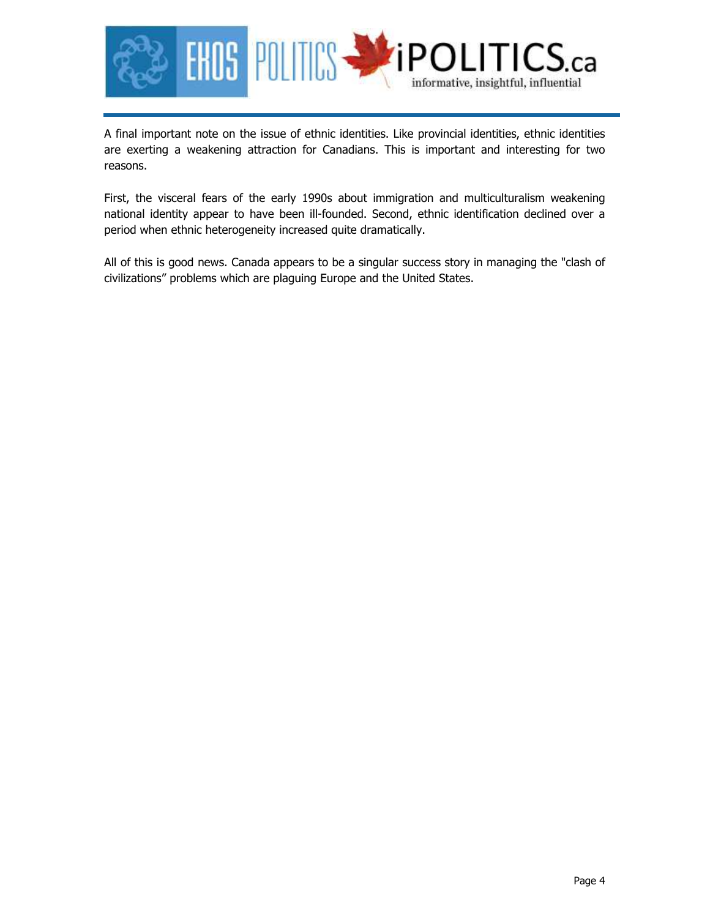A final important note on the issue of ethnic identities. Like provincial identities, ethnic identities are exerting a weakening attraction for Canadians. This is important and interesting for two reasons.

First, the visceral fears of the early 1990s about immigration and multiculturalism weakening national identity appear to have been ill-founded. Second, ethnic identification declined over a period when ethnic heterogeneity increased quite dramatically.

All of this is good news. Canada appears to be a singular success story in managing the "clash of civilizations" problems which are plaguing Europe and the United States.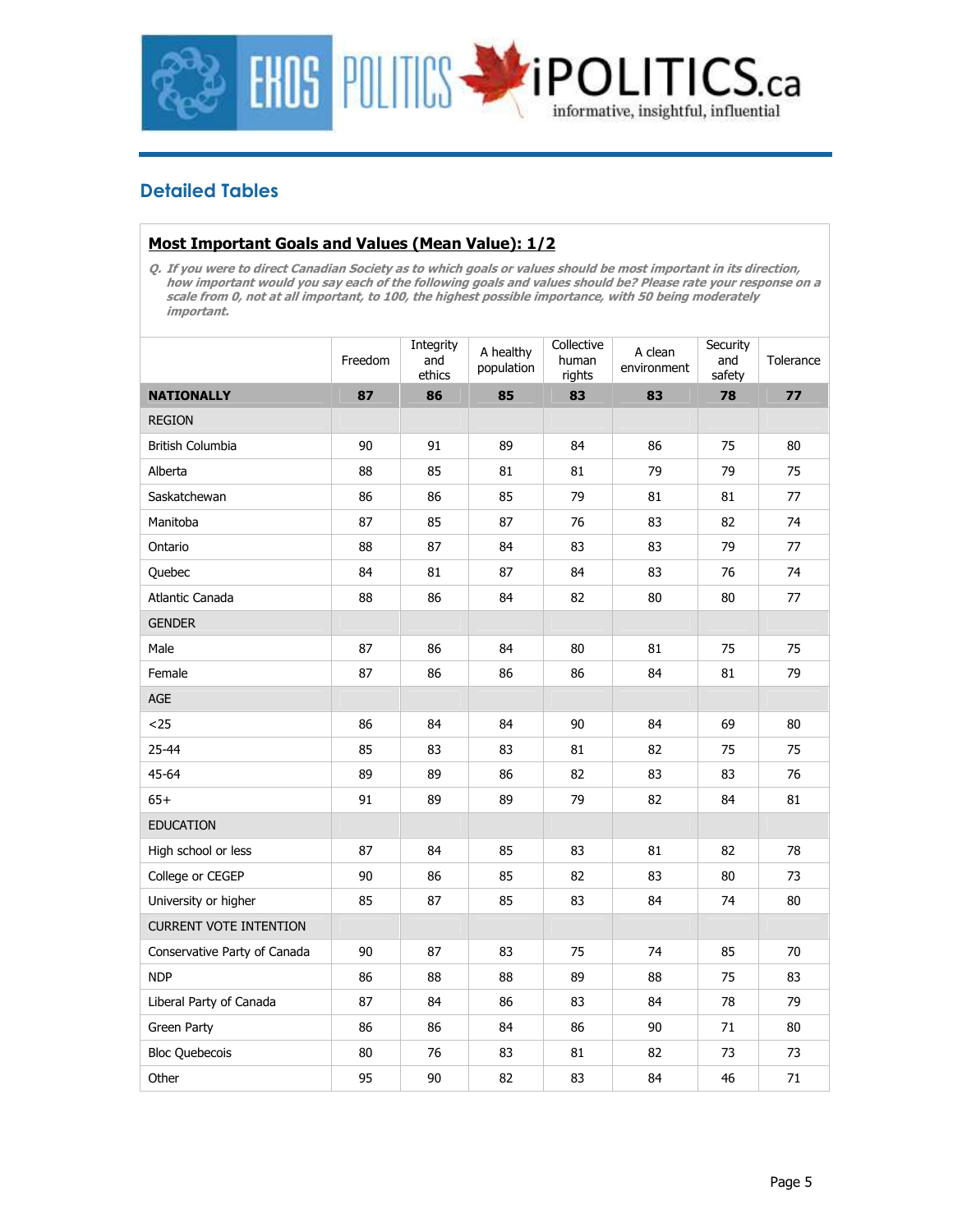## Detailed Tables

### Most Important Goals and Values (Mean Value): 1/2

*Q. If you were to direct Canadian Society as to which goals or values should be most important in its direction, how important would you say each of the following goals and values should be? Please rate your response on a scale from 0, not at all important, to 100, the highest possible importance, with 50 being moderately important.*

| | Freedom | Integrity and ethics | A healthy population | Collective human rights | A clean environment | Security and safety | Tolerance |
|---|---|---|---|---|---|---|---|
| **NATIONALLY** | **87** | **86** | **85** | **83** | **83** | **78** | **77** |
| REGION | | | | | | | |
| British Columbia | 90 | 91 | 89 | 84 | 86 | 75 | 80 |
| Alberta | 88 | 85 | 81 | 81 | 79 | 79 | 75 |
| Saskatchewan | 86 | 86 | 85 | 79 | 81 | 81 | 77 |
| Manitoba | 87 | 85 | 87 | 76 | 83 | 82 | 74 |
| Ontario | 88 | 87 | 84 | 83 | 83 | 79 | 77 |
| Quebec | 84 | 81 | 87 | 84 | 83 | 76 | 74 |
| Atlantic Canada | 88 | 86 | 84 | 82 | 80 | 80 | 77 |
| GENDER | | | | | | | |
| Male | 87 | 86 | 84 | 80 | 81 | 75 | 75 |
| Female | 87 | 86 | 86 | 86 | 84 | 81 | 79 |
| AGE | | | | | | | |
| <25 | 86 | 84 | 84 | 90 | 84 | 69 | 80 |
| 25-44 | 85 | 83 | 83 | 81 | 82 | 75 | 75 |
| 45-64 | 89 | 89 | 86 | 82 | 83 | 83 | 76 |
| 65+ | 91 | 89 | 89 | 79 | 82 | 84 | 81 |
| EDUCATION | | | | | | | |
| High school or less | 87 | 84 | 85 | 83 | 81 | 82 | 78 |
| College or CEGEP | 90 | 86 | 85 | 82 | 83 | 80 | 73 |
| University or higher | 85 | 87 | 85 | 83 | 84 | 74 | 80 |
| CURRENT VOTE INTENTION | | | | | | | |
| Conservative Party of Canada | 90 | 87 | 83 | 75 | 74 | 85 | 70 |
| NDP | 86 | 88 | 88 | 89 | 88 | 75 | 83 |
| Liberal Party of Canada | 87 | 84 | 86 | 83 | 84 | 78 | 79 |
| Green Party | 86 | 86 | 84 | 86 | 90 | 71 | 80 |
| Bloc Quebecois | 80 | 76 | 83 | 81 | 82 | 73 | 73 |
| Other | 95 | 90 | 82 | 83 | 84 | 46 | 71 |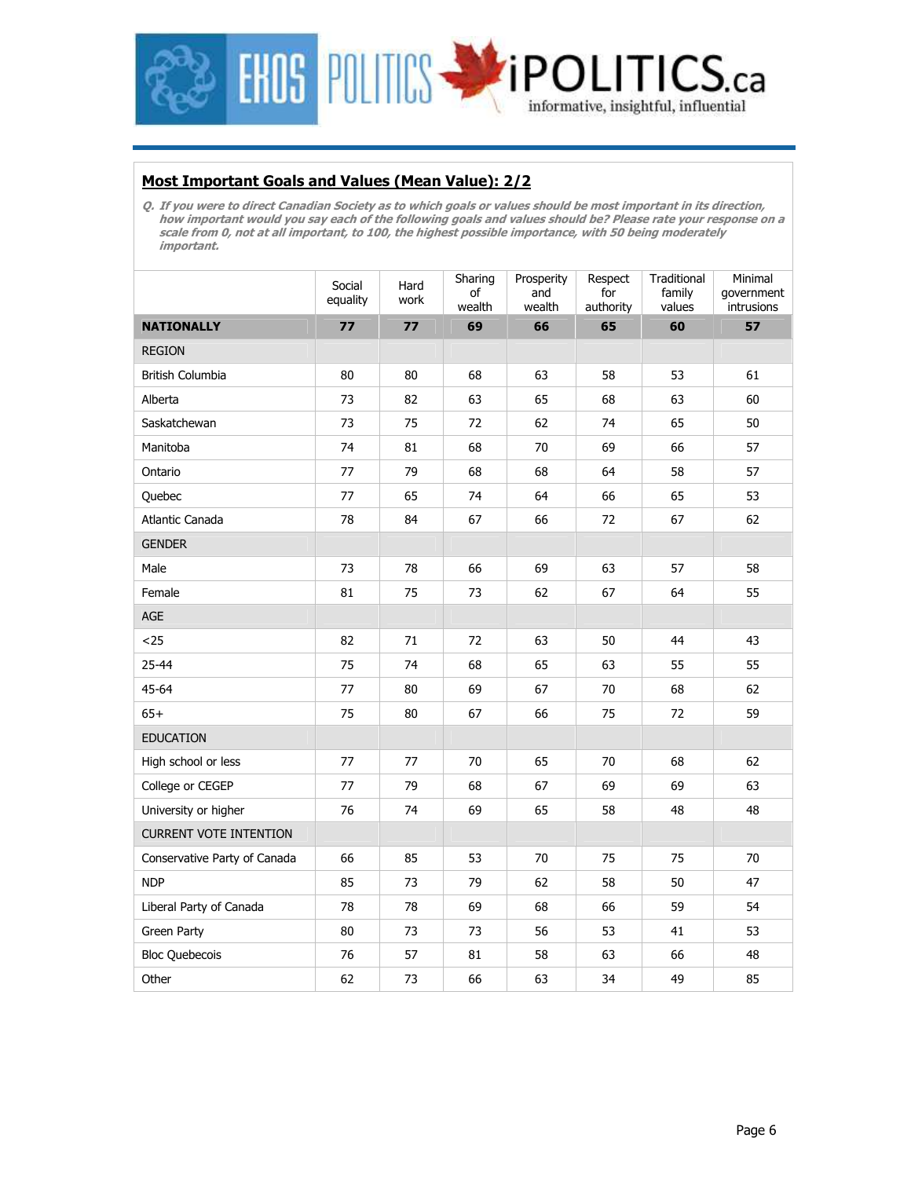## Most Important Goals and Values (Mean Value): 2/2

*Q. If you were to direct Canadian Society as to which goals or values should be most important in its direction, how important would you say each of the following goals and values should be? Please rate your response on a scale from 0, not at all important, to 100, the highest possible importance, with 50 being moderately important.*

| | Social equality | Hard work | Sharing of wealth | Prosperity and wealth | Respect for authority | Traditional family values | Minimal government intrusions |
|---|---|---|---|---|---|---|---|
| **NATIONALLY** | **77** | **77** | **69** | **66** | **65** | **60** | **57** |
| REGION | | | | | | | |
| British Columbia | 80 | 80 | 68 | 63 | 58 | 53 | 61 |
| Alberta | 73 | 82 | 63 | 65 | 68 | 63 | 60 |
| Saskatchewan | 73 | 75 | 72 | 62 | 74 | 65 | 50 |
| Manitoba | 74 | 81 | 68 | 70 | 69 | 66 | 57 |
| Ontario | 77 | 79 | 68 | 68 | 64 | 58 | 57 |
| Quebec | 77 | 65 | 74 | 64 | 66 | 65 | 53 |
| Atlantic Canada | 78 | 84 | 67 | 66 | 72 | 67 | 62 |
| GENDER | | | | | | | |
| Male | 73 | 78 | 66 | 69 | 63 | 57 | 58 |
| Female | 81 | 75 | 73 | 62 | 67 | 64 | 55 |
| AGE | | | | | | | |
| <25 | 82 | 71 | 72 | 63 | 50 | 44 | 43 |
| 25-44 | 75 | 74 | 68 | 65 | 63 | 55 | 55 |
| 45-64 | 77 | 80 | 69 | 67 | 70 | 68 | 62 |
| 65+ | 75 | 80 | 67 | 66 | 75 | 72 | 59 |
| EDUCATION | | | | | | | |
| High school or less | 77 | 77 | 70 | 65 | 70 | 68 | 62 |
| College or CEGEP | 77 | 79 | 68 | 67 | 69 | 69 | 63 |
| University or higher | 76 | 74 | 69 | 65 | 58 | 48 | 48 |
| CURRENT VOTE INTENTION | | | | | | | |
| Conservative Party of Canada | 66 | 85 | 53 | 70 | 75 | 75 | 70 |
| NDP | 85 | 73 | 79 | 62 | 58 | 50 | 47 |
| Liberal Party of Canada | 78 | 78 | 69 | 68 | 66 | 59 | 54 |
| Green Party | 80 | 73 | 73 | 56 | 53 | 41 | 53 |
| Bloc Quebecois | 76 | 57 | 81 | 58 | 63 | 66 | 48 |
| Other | 62 | 73 | 66 | 63 | 34 | 49 | 85 |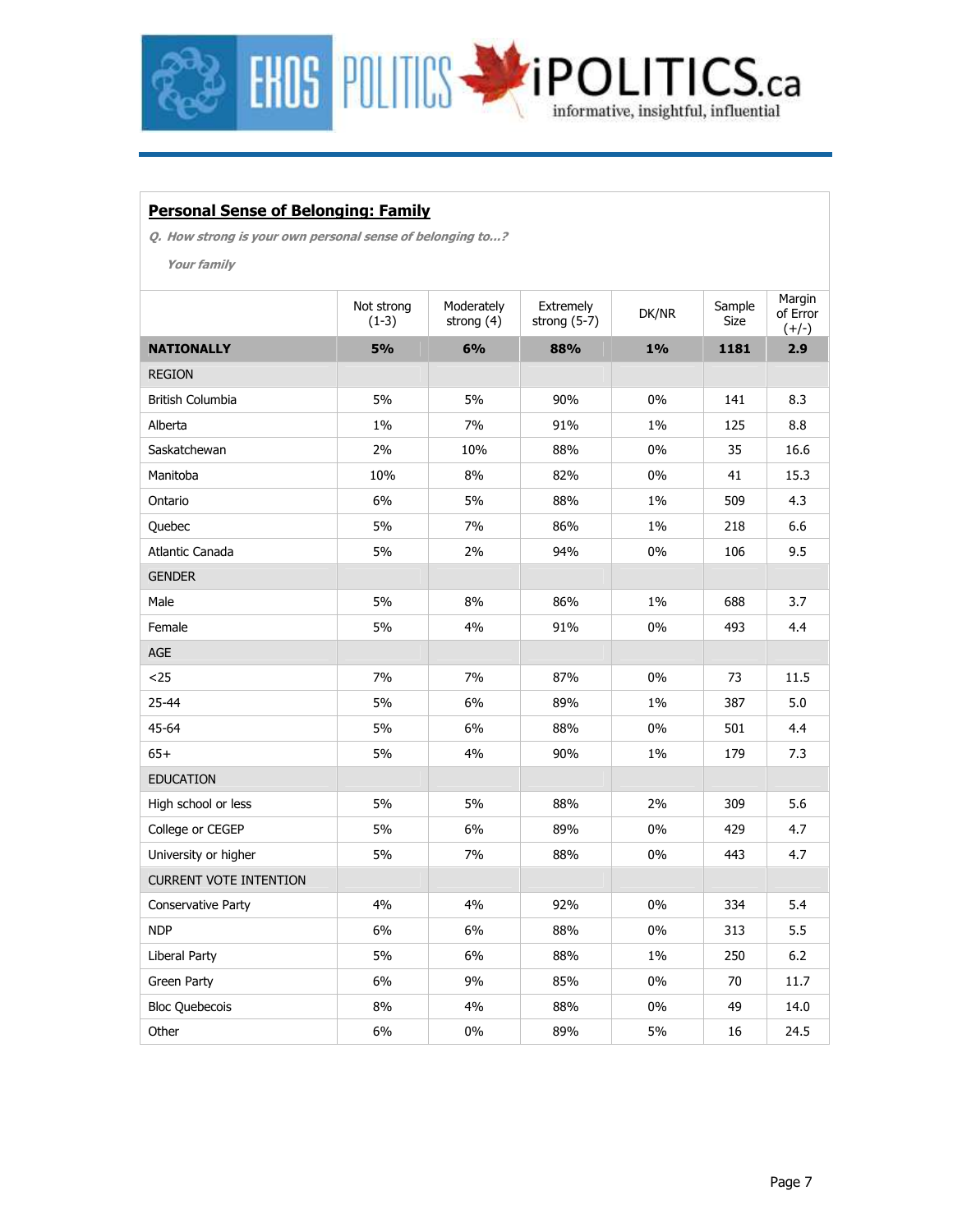## Personal Sense of Belonging: Family

***Q. How strong is your own personal sense of belonging to...?***

***Your family***

| | Not strong (1-3) | Moderately strong (4) | Extremely strong (5-7) | DK/NR | Sample Size | Margin of Error (+/-) |
|---|---|---|---|---|---|---|
| **NATIONALLY** | **5%** | **6%** | **88%** | **1%** | **1181** | **2.9** |
| REGION | | | | | | |
| British Columbia | 5% | 5% | 90% | 0% | 141 | 8.3 |
| Alberta | 1% | 7% | 91% | 1% | 125 | 8.8 |
| Saskatchewan | 2% | 10% | 88% | 0% | 35 | 16.6 |
| Manitoba | 10% | 8% | 82% | 0% | 41 | 15.3 |
| Ontario | 6% | 5% | 88% | 1% | 509 | 4.3 |
| Quebec | 5% | 7% | 86% | 1% | 218 | 6.6 |
| Atlantic Canada | 5% | 2% | 94% | 0% | 106 | 9.5 |
| GENDER | | | | | | |
| Male | 5% | 8% | 86% | 1% | 688 | 3.7 |
| Female | 5% | 4% | 91% | 0% | 493 | 4.4 |
| AGE | | | | | | |
| <25 | 7% | 7% | 87% | 0% | 73 | 11.5 |
| 25-44 | 5% | 6% | 89% | 1% | 387 | 5.0 |
| 45-64 | 5% | 6% | 88% | 0% | 501 | 4.4 |
| 65+ | 5% | 4% | 90% | 1% | 179 | 7.3 |
| EDUCATION | | | | | | |
| High school or less | 5% | 5% | 88% | 2% | 309 | 5.6 |
| College or CEGEP | 5% | 6% | 89% | 0% | 429 | 4.7 |
| University or higher | 5% | 7% | 88% | 0% | 443 | 4.7 |
| CURRENT VOTE INTENTION | | | | | | |
| Conservative Party | 4% | 4% | 92% | 0% | 334 | 5.4 |
| NDP | 6% | 6% | 88% | 0% | 313 | 5.5 |
| Liberal Party | 5% | 6% | 88% | 1% | 250 | 6.2 |
| Green Party | 6% | 9% | 85% | 0% | 70 | 11.7 |
| Bloc Quebecois | 8% | 4% | 88% | 0% | 49 | 14.0 |
| Other | 6% | 0% | 89% | 5% | 16 | 24.5 |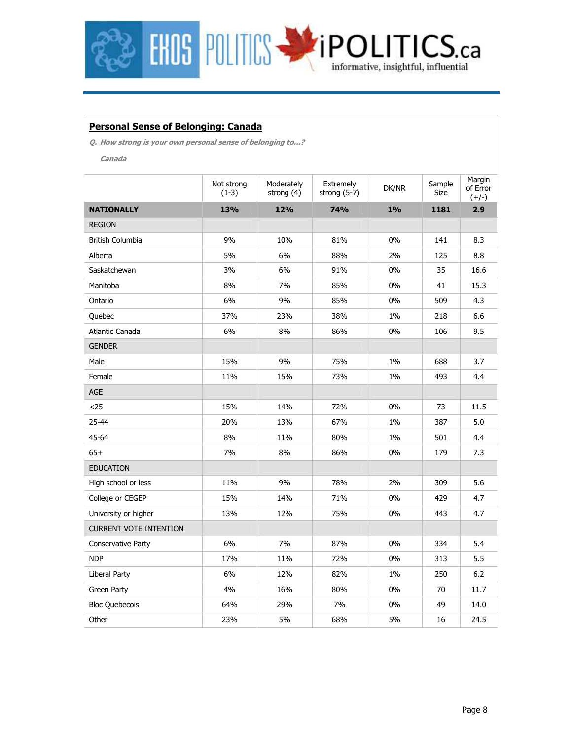## Personal Sense of Belonging: Canada

*Q. How strong is your own personal sense of belonging to...?*

*Canada*

| | Not strong (1-3) | Moderately strong (4) | Extremely strong (5-7) | DK/NR | Sample Size | Margin of Error (+/-) |
|---|---|---|---|---|---|---|
| **NATIONALLY** | **13%** | **12%** | **74%** | **1%** | **1181** | **2.9** |
| REGION | | | | | | |
| British Columbia | 9% | 10% | 81% | 0% | 141 | 8.3 |
| Alberta | 5% | 6% | 88% | 2% | 125 | 8.8 |
| Saskatchewan | 3% | 6% | 91% | 0% | 35 | 16.6 |
| Manitoba | 8% | 7% | 85% | 0% | 41 | 15.3 |
| Ontario | 6% | 9% | 85% | 0% | 509 | 4.3 |
| Quebec | 37% | 23% | 38% | 1% | 218 | 6.6 |
| Atlantic Canada | 6% | 8% | 86% | 0% | 106 | 9.5 |
| GENDER | | | | | | |
| Male | 15% | 9% | 75% | 1% | 688 | 3.7 |
| Female | 11% | 15% | 73% | 1% | 493 | 4.4 |
| AGE | | | | | | |
| <25 | 15% | 14% | 72% | 0% | 73 | 11.5 |
| 25-44 | 20% | 13% | 67% | 1% | 387 | 5.0 |
| 45-64 | 8% | 11% | 80% | 1% | 501 | 4.4 |
| 65+ | 7% | 8% | 86% | 0% | 179 | 7.3 |
| EDUCATION | | | | | | |
| High school or less | 11% | 9% | 78% | 2% | 309 | 5.6 |
| College or CEGEP | 15% | 14% | 71% | 0% | 429 | 4.7 |
| University or higher | 13% | 12% | 75% | 0% | 443 | 4.7 |
| CURRENT VOTE INTENTION | | | | | | |
| Conservative Party | 6% | 7% | 87% | 0% | 334 | 5.4 |
| NDP | 17% | 11% | 72% | 0% | 313 | 5.5 |
| Liberal Party | 6% | 12% | 82% | 1% | 250 | 6.2 |
| Green Party | 4% | 16% | 80% | 0% | 70 | 11.7 |
| Bloc Quebecois | 64% | 29% | 7% | 0% | 49 | 14.0 |
| Other | 23% | 5% | 68% | 5% | 16 | 24.5 |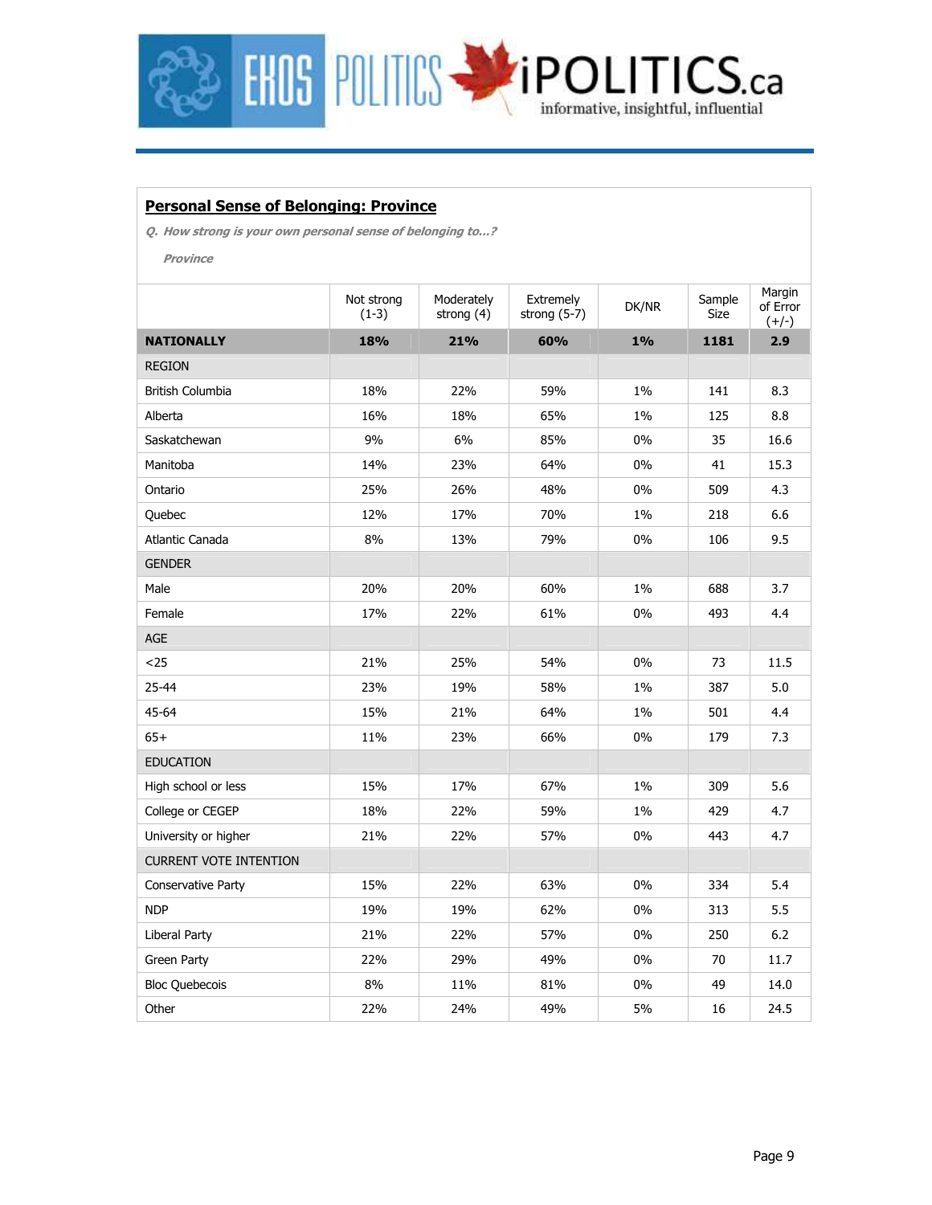## Personal Sense of Belonging: Province

*Q. How strong is your own personal sense of belonging to...?*

*Province*

| | Not strong (1-3) | Moderately strong (4) | Extremely strong (5-7) | DK/NR | Sample Size | Margin of Error (+/-) |
|---|---|---|---|---|---|---|
| **NATIONALLY** | **18%** | **21%** | **60%** | **1%** | **1181** | **2.9** |
| REGION | | | | | | |
| British Columbia | 18% | 22% | 59% | 1% | 141 | 8.3 |
| Alberta | 16% | 18% | 65% | 1% | 125 | 8.8 |
| Saskatchewan | 9% | 6% | 85% | 0% | 35 | 16.6 |
| Manitoba | 14% | 23% | 64% | 0% | 41 | 15.3 |
| Ontario | 25% | 26% | 48% | 0% | 509 | 4.3 |
| Quebec | 12% | 17% | 70% | 1% | 218 | 6.6 |
| Atlantic Canada | 8% | 13% | 79% | 0% | 106 | 9.5 |
| GENDER | | | | | | |
| Male | 20% | 20% | 60% | 1% | 688 | 3.7 |
| Female | 17% | 22% | 61% | 0% | 493 | 4.4 |
| AGE | | | | | | |
| <25 | 21% | 25% | 54% | 0% | 73 | 11.5 |
| 25-44 | 23% | 19% | 58% | 1% | 387 | 5.0 |
| 45-64 | 15% | 21% | 64% | 1% | 501 | 4.4 |
| 65+ | 11% | 23% | 66% | 0% | 179 | 7.3 |
| EDUCATION | | | | | | |
| High school or less | 15% | 17% | 67% | 1% | 309 | 5.6 |
| College or CEGEP | 18% | 22% | 59% | 1% | 429 | 4.7 |
| University or higher | 21% | 22% | 57% | 0% | 443 | 4.7 |
| CURRENT VOTE INTENTION | | | | | | |
| Conservative Party | 15% | 22% | 63% | 0% | 334 | 5.4 |
| NDP | 19% | 19% | 62% | 0% | 313 | 5.5 |
| Liberal Party | 21% | 22% | 57% | 0% | 250 | 6.2 |
| Green Party | 22% | 29% | 49% | 0% | 70 | 11.7 |
| Bloc Quebecois | 8% | 11% | 81% | 0% | 49 | 14.0 |
| Other | 22% | 24% | 49% | 5% | 16 | 24.5 |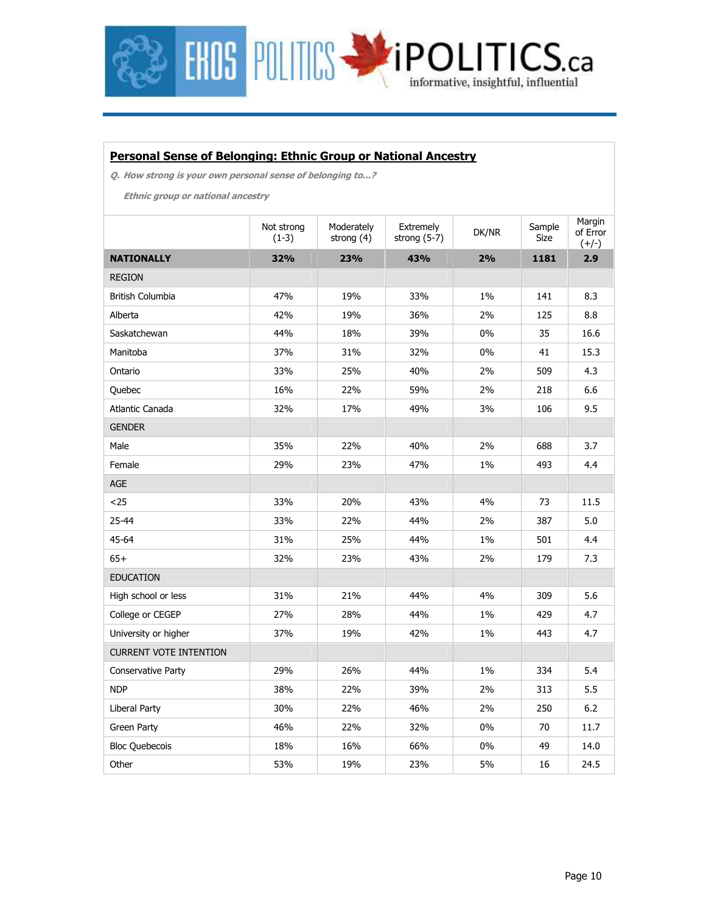## Personal Sense of Belonging: Ethnic Group or National Ancestry

***Q. How strong is your own personal sense of belonging to...?***

***Ethnic group or national ancestry***

| | Not strong (1-3) | Moderately strong (4) | Extremely strong (5-7) | DK/NR | Sample Size | Margin of Error (+/-) |
|---|---|---|---|---|---|---|
| **NATIONALLY** | **32%** | **23%** | **43%** | **2%** | **1181** | **2.9** |
| REGION | | | | | | |
| British Columbia | 47% | 19% | 33% | 1% | 141 | 8.3 |
| Alberta | 42% | 19% | 36% | 2% | 125 | 8.8 |
| Saskatchewan | 44% | 18% | 39% | 0% | 35 | 16.6 |
| Manitoba | 37% | 31% | 32% | 0% | 41 | 15.3 |
| Ontario | 33% | 25% | 40% | 2% | 509 | 4.3 |
| Quebec | 16% | 22% | 59% | 2% | 218 | 6.6 |
| Atlantic Canada | 32% | 17% | 49% | 3% | 106 | 9.5 |
| GENDER | | | | | | |
| Male | 35% | 22% | 40% | 2% | 688 | 3.7 |
| Female | 29% | 23% | 47% | 1% | 493 | 4.4 |
| AGE | | | | | | |
| <25 | 33% | 20% | 43% | 4% | 73 | 11.5 |
| 25-44 | 33% | 22% | 44% | 2% | 387 | 5.0 |
| 45-64 | 31% | 25% | 44% | 1% | 501 | 4.4 |
| 65+ | 32% | 23% | 43% | 2% | 179 | 7.3 |
| EDUCATION | | | | | | |
| High school or less | 31% | 21% | 44% | 4% | 309 | 5.6 |
| College or CEGEP | 27% | 28% | 44% | 1% | 429 | 4.7 |
| University or higher | 37% | 19% | 42% | 1% | 443 | 4.7 |
| CURRENT VOTE INTENTION | | | | | | |
| Conservative Party | 29% | 26% | 44% | 1% | 334 | 5.4 |
| NDP | 38% | 22% | 39% | 2% | 313 | 5.5 |
| Liberal Party | 30% | 22% | 46% | 2% | 250 | 6.2 |
| Green Party | 46% | 22% | 32% | 0% | 70 | 11.7 |
| Bloc Quebecois | 18% | 16% | 66% | 0% | 49 | 14.0 |
| Other | 53% | 19% | 23% | 5% | 16 | 24.5 |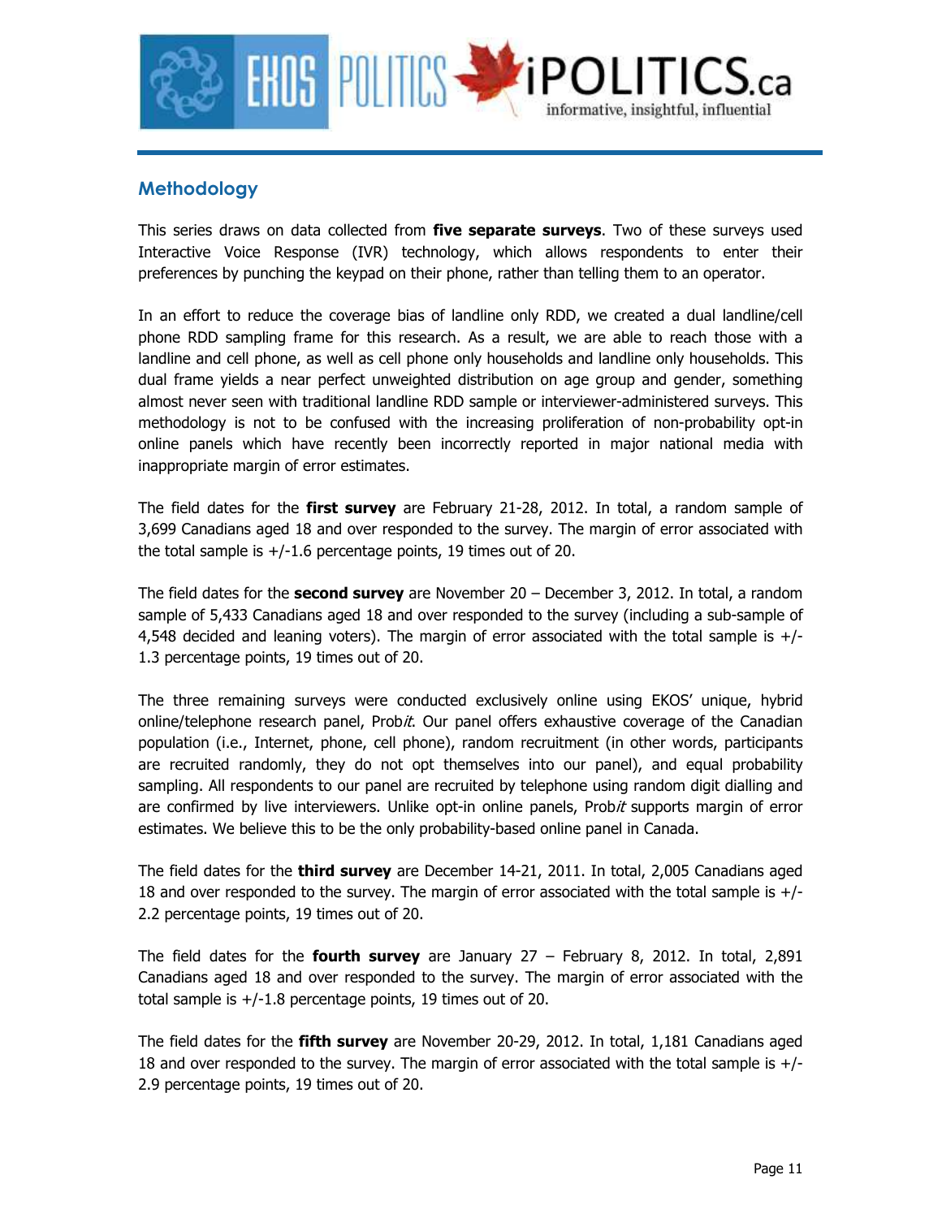## Methodology

This series draws on data collected from **five separate surveys**. Two of these surveys used Interactive Voice Response (IVR) technology, which allows respondents to enter their preferences by punching the keypad on their phone, rather than telling them to an operator.

In an effort to reduce the coverage bias of landline only RDD, we created a dual landline/cell phone RDD sampling frame for this research. As a result, we are able to reach those with a landline and cell phone, as well as cell phone only households and landline only households. This dual frame yields a near perfect unweighted distribution on age group and gender, something almost never seen with traditional landline RDD sample or interviewer-administered surveys. This methodology is not to be confused with the increasing proliferation of non-probability opt-in online panels which have recently been incorrectly reported in major national media with inappropriate margin of error estimates.

The field dates for the **first survey** are February 21-28, 2012. In total, a random sample of 3,699 Canadians aged 18 and over responded to the survey. The margin of error associated with the total sample is +/-1.6 percentage points, 19 times out of 20.

The field dates for the **second survey** are November 20 – December 3, 2012. In total, a random sample of 5,433 Canadians aged 18 and over responded to the survey (including a sub-sample of 4,548 decided and leaning voters). The margin of error associated with the total sample is +/-1.3 percentage points, 19 times out of 20.

The three remaining surveys were conducted exclusively online using EKOS' unique, hybrid online/telephone research panel, Prob*it*. Our panel offers exhaustive coverage of the Canadian population (i.e., Internet, phone, cell phone), random recruitment (in other words, participants are recruited randomly, they do not opt themselves into our panel), and equal probability sampling. All respondents to our panel are recruited by telephone using random digit dialling and are confirmed by live interviewers. Unlike opt-in online panels, Prob*it* supports margin of error estimates. We believe this to be the only probability-based online panel in Canada.

The field dates for the **third survey** are December 14-21, 2011. In total, 2,005 Canadians aged 18 and over responded to the survey. The margin of error associated with the total sample is +/-2.2 percentage points, 19 times out of 20.

The field dates for the **fourth survey** are January 27 – February 8, 2012. In total, 2,891 Canadians aged 18 and over responded to the survey. The margin of error associated with the total sample is +/-1.8 percentage points, 19 times out of 20.

The field dates for the **fifth survey** are November 20-29, 2012. In total, 1,181 Canadians aged 18 and over responded to the survey. The margin of error associated with the total sample is +/-2.9 percentage points, 19 times out of 20.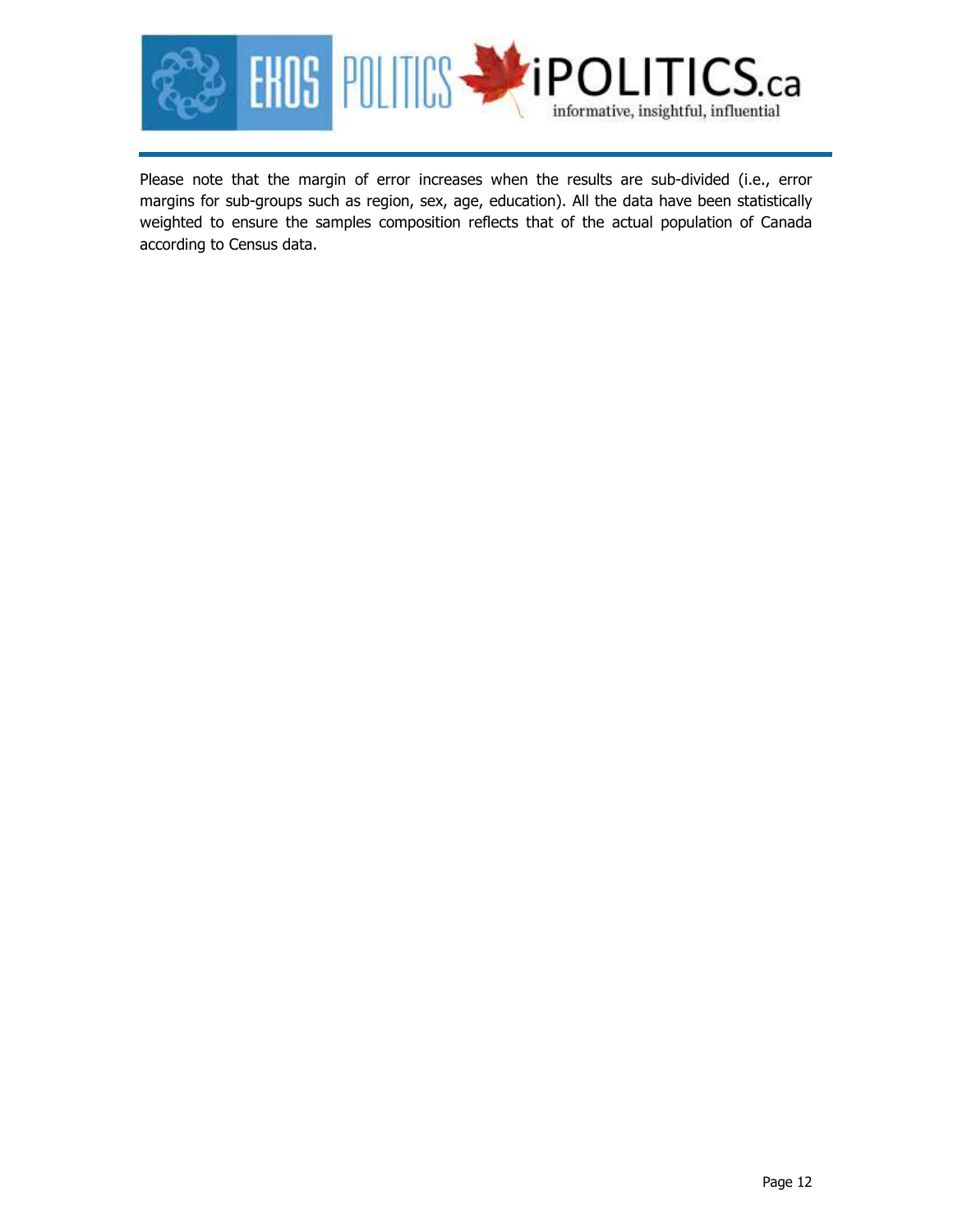Please note that the margin of error increases when the results are sub-divided (i.e., error margins for sub-groups such as region, sex, age, education). All the data have been statistically weighted to ensure the samples composition reflects that of the actual population of Canada according to Census data.